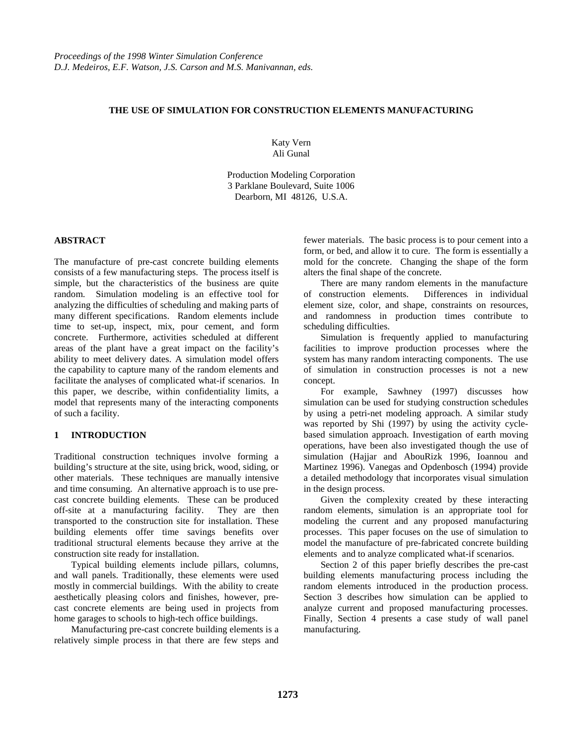# THE USE OF SIMULATION FOR CONSTRUCTION ELEMENTS MANUFACTURING

Katy Vern
Ali Gunal

Production Modeling Corporation
3 Parklane Boulevard, Suite 1006
Dearborn, MI 48126, U.S.A.

## ABSTRACT

The manufacture of pre-cast concrete building elements consists of a few manufacturing steps. The process itself is simple, but the characteristics of the business are quite random. Simulation modeling is an effective tool for analyzing the difficulties of scheduling and making parts of many different specifications. Random elements include time to set-up, inspect, mix, pour cement, and form concrete. Furthermore, activities scheduled at different areas of the plant have a great impact on the facility's ability to meet delivery dates. A simulation model offers the capability to capture many of the random elements and facilitate the analyses of complicated what-if scenarios. In this paper, we describe, within confidentiality limits, a model that represents many of the interacting components of such a facility.

## 1 INTRODUCTION

Traditional construction techniques involve forming a building's structure at the site, using brick, wood, siding, or other materials. These techniques are manually intensive and time consuming. An alternative approach is to use pre-cast concrete building elements. These can be produced off-site at a manufacturing facility. They are then transported to the construction site for installation. These building elements offer time savings benefits over traditional structural elements because they arrive at the construction site ready for installation.

Typical building elements include pillars, columns, and wall panels. Traditionally, these elements were used mostly in commercial buildings. With the ability to create aesthetically pleasing colors and finishes, however, pre-cast concrete elements are being used in projects from home garages to schools to high-tech office buildings.

Manufacturing pre-cast concrete building elements is a relatively simple process in that there are few steps and fewer materials. The basic process is to pour cement into a form, or bed, and allow it to cure. The form is essentially a mold for the concrete. Changing the shape of the form alters the final shape of the concrete.

There are many random elements in the manufacture of construction elements. Differences in individual element size, color, and shape, constraints on resources, and randomness in production times contribute to scheduling difficulties.

Simulation is frequently applied to manufacturing facilities to improve production processes where the system has many random interacting components. The use of simulation in construction processes is not a new concept.

For example, Sawhney (1997) discusses how simulation can be used for studying construction schedules by using a petri-net modeling approach. A similar study was reported by Shi (1997) by using the activity cycle-based simulation approach. Investigation of earth moving operations, have been also investigated though the use of simulation (Hajjar and AbouRizk 1996, Ioannou and Martinez 1996). Vanegas and Opdenbosch (1994) provide a detailed methodology that incorporates visual simulation in the design process.

Given the complexity created by these interacting random elements, simulation is an appropriate tool for modeling the current and any proposed manufacturing processes. This paper focuses on the use of simulation to model the manufacture of pre-fabricated concrete building elements and to analyze complicated what-if scenarios.

Section 2 of this paper briefly describes the pre-cast building elements manufacturing process including the random elements introduced in the production process. Section 3 describes how simulation can be applied to analyze current and proposed manufacturing processes. Finally, Section 4 presents a case study of wall panel manufacturing.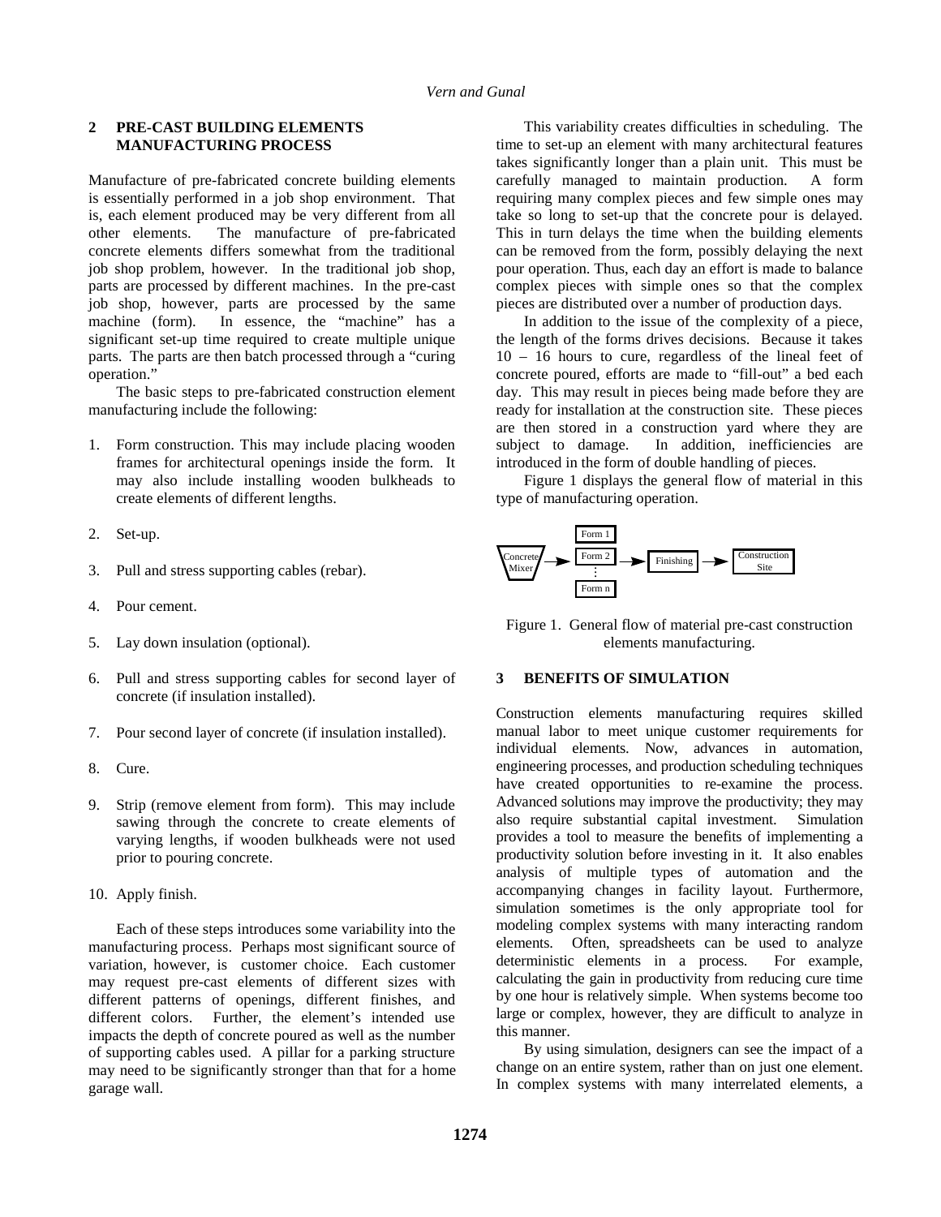## 2 PRE-CAST BUILDING ELEMENTS MANUFACTURING PROCESS

Manufacture of pre-fabricated concrete building elements is essentially performed in a job shop environment. That is, each element produced may be very different from all other elements. The manufacture of pre-fabricated concrete elements differs somewhat from the traditional job shop problem, however. In the traditional job shop, parts are processed by different machines. In the pre-cast job shop, however, parts are processed by the same machine (form). In essence, the "machine" has a significant set-up time required to create multiple unique parts. The parts are then batch processed through a "curing operation."

The basic steps to pre-fabricated construction element manufacturing include the following:

1. Form construction. This may include placing wooden frames for architectural openings inside the form. It may also include installing wooden bulkheads to create elements of different lengths.
2. Set-up.
3. Pull and stress supporting cables (rebar).
4. Pour cement.
5. Lay down insulation (optional).
6. Pull and stress supporting cables for second layer of concrete (if insulation installed).
7. Pour second layer of concrete (if insulation installed).
8. Cure.
9. Strip (remove element from form). This may include sawing through the concrete to create elements of varying lengths, if wooden bulkheads were not used prior to pouring concrete.
10. Apply finish.

Each of these steps introduces some variability into the manufacturing process. Perhaps most significant source of variation, however, is customer choice. Each customer may request pre-cast elements of different sizes with different patterns of openings, different finishes, and different colors. Further, the element's intended use impacts the depth of concrete poured as well as the number of supporting cables used. A pillar for a parking structure may need to be significantly stronger than that for a home garage wall.

This variability creates difficulties in scheduling. The time to set-up an element with many architectural features takes significantly longer than a plain unit. This must be carefully managed to maintain production. A form requiring many complex pieces and few simple ones may take so long to set-up that the concrete pour is delayed. This in turn delays the time when the building elements can be removed from the form, possibly delaying the next pour operation. Thus, each day an effort is made to balance complex pieces with simple ones so that the complex pieces are distributed over a number of production days.

In addition to the issue of the complexity of a piece, the length of the forms drives decisions. Because it takes 10 – 16 hours to cure, regardless of the lineal feet of concrete poured, efforts are made to "fill-out" a bed each day. This may result in pieces being made before they are ready for installation at the construction site. These pieces are then stored in a construction yard where they are subject to damage. In addition, inefficiencies are introduced in the form of double handling of pieces.

Figure 1 displays the general flow of material in this type of manufacturing operation.

Concrete Mixer → Form 1 / Form 2 / ⋮ / Form n → Finishing → Construction Site

Figure 1. General flow of material pre-cast construction elements manufacturing.

## 3 BENEFITS OF SIMULATION

Construction elements manufacturing requires skilled manual labor to meet unique customer requirements for individual elements. Now, advances in automation, engineering processes, and production scheduling techniques have created opportunities to re-examine the process. Advanced solutions may improve the productivity; they may also require substantial capital investment. Simulation provides a tool to measure the benefits of implementing a productivity solution before investing in it. It also enables analysis of multiple types of automation and the accompanying changes in facility layout. Furthermore, simulation sometimes is the only appropriate tool for modeling complex systems with many interacting random elements. Often, spreadsheets can be used to analyze deterministic elements in a process. For example, calculating the gain in productivity from reducing cure time by one hour is relatively simple. When systems become too large or complex, however, they are difficult to analyze in this manner.

By using simulation, designers can see the impact of a change on an entire system, rather than on just one element. In complex systems with many interrelated elements, a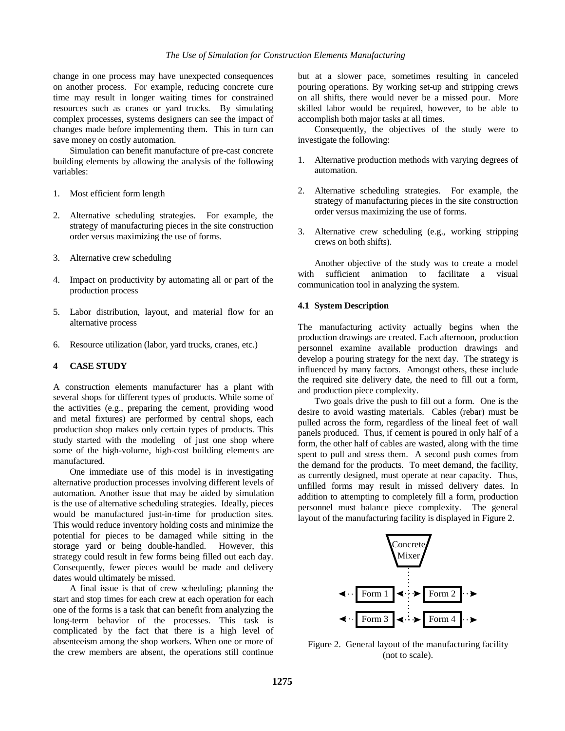change in one process may have unexpected consequences on another process. For example, reducing concrete cure time may result in longer waiting times for constrained resources such as cranes or yard trucks. By simulating complex processes, systems designers can see the impact of changes made before implementing them. This in turn can save money on costly automation.

Simulation can benefit manufacture of pre-cast concrete building elements by allowing the analysis of the following variables:

1. Most efficient form length
2. Alternative scheduling strategies. For example, the strategy of manufacturing pieces in the site construction order versus maximizing the use of forms.
3. Alternative crew scheduling
4. Impact on productivity by automating all or part of the production process
5. Labor distribution, layout, and material flow for an alternative process
6. Resource utilization (labor, yard trucks, cranes, etc.)

## 4 CASE STUDY

A construction elements manufacturer has a plant with several shops for different types of products. While some of the activities (e.g., preparing the cement, providing wood and metal fixtures) are performed by central shops, each production shop makes only certain types of products. This study started with the modeling of just one shop where some of the high-volume, high-cost building elements are manufactured.

One immediate use of this model is in investigating alternative production processes involving different levels of automation. Another issue that may be aided by simulation is the use of alternative scheduling strategies. Ideally, pieces would be manufactured just-in-time for production sites. This would reduce inventory holding costs and minimize the potential for pieces to be damaged while sitting in the storage yard or being double-handled. However, this strategy could result in few forms being filled out each day. Consequently, fewer pieces would be made and delivery dates would ultimately be missed.

A final issue is that of crew scheduling; planning the start and stop times for each crew at each operation for each one of the forms is a task that can benefit from analyzing the long-term behavior of the processes. This task is complicated by the fact that there is a high level of absenteeism among the shop workers. When one or more of the crew members are absent, the operations still continue but at a slower pace, sometimes resulting in canceled pouring operations. By working set-up and stripping crews on all shifts, there would never be a missed pour. More skilled labor would be required, however, to be able to accomplish both major tasks at all times.

Consequently, the objectives of the study were to investigate the following:

1. Alternative production methods with varying degrees of automation.
2. Alternative scheduling strategies. For example, the strategy of manufacturing pieces in the site construction order versus maximizing the use of forms.
3. Alternative crew scheduling (e.g., working stripping crews on both shifts).

Another objective of the study was to create a model with sufficient animation to facilitate a visual communication tool in analyzing the system.

### 4.1 System Description

The manufacturing activity actually begins when the production drawings are created. Each afternoon, production personnel examine available production drawings and develop a pouring strategy for the next day. The strategy is influenced by many factors. Amongst others, these include the required site delivery date, the need to fill out a form, and production piece complexity.

Two goals drive the push to fill out a form. One is the desire to avoid wasting materials. Cables (rebar) must be pulled across the form, regardless of the lineal feet of wall panels produced. Thus, if cement is poured in only half of a form, the other half of cables are wasted, along with the time spent to pull and stress them. A second push comes from the demand for the products. To meet demand, the facility, as currently designed, must operate at near capacity. Thus, unfilled forms may result in missed delivery dates. In addition to attempting to completely fill a form, production personnel must balance piece complexity. The general layout of the manufacturing facility is displayed in Figure 2.

Concrete Mixer

Form 1 Form 2

Form 3 Form 4

Figure 2. General layout of the manufacturing facility (not to scale).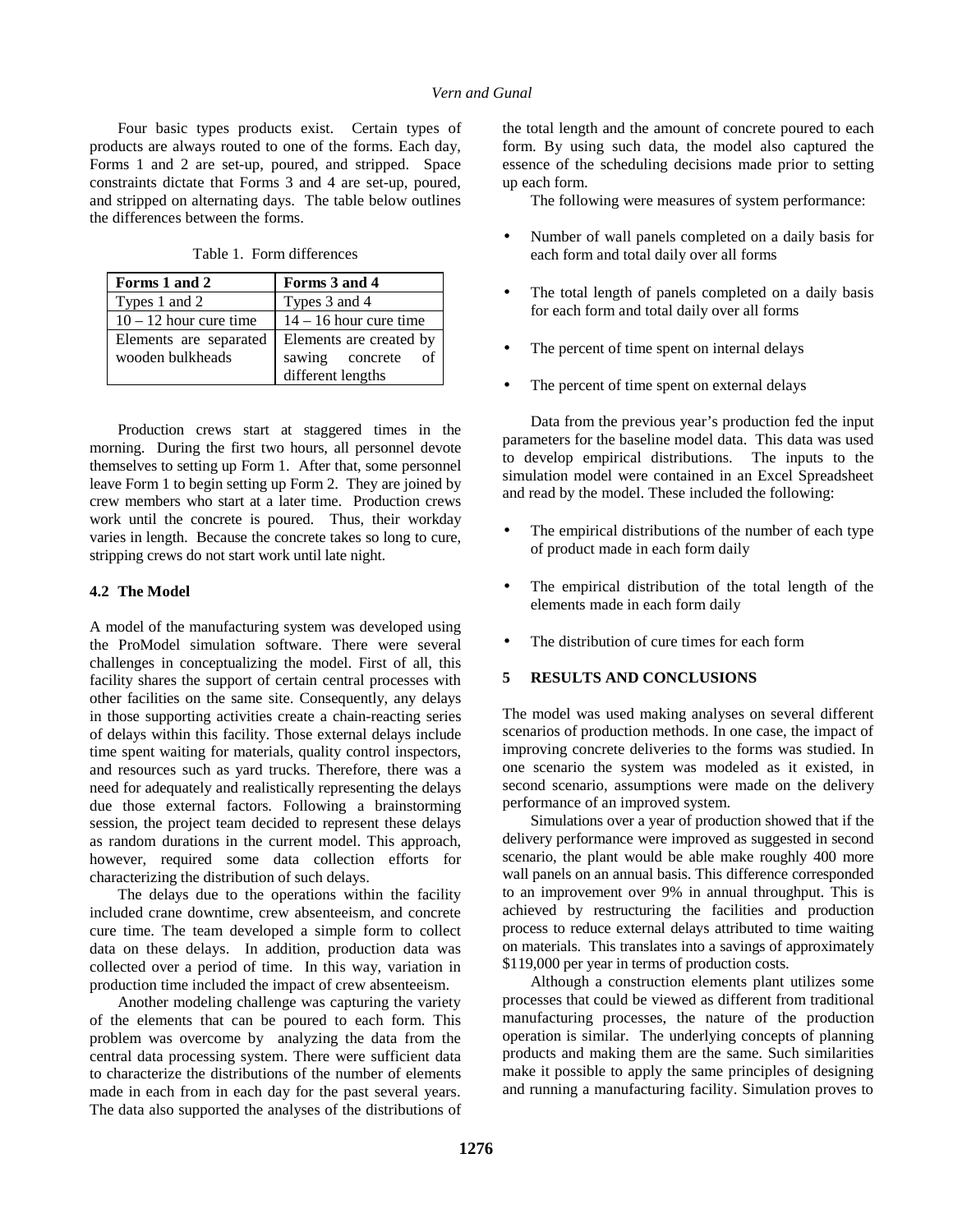Four basic types products exist. Certain types of products are always routed to one of the forms. Each day, Forms 1 and 2 are set-up, poured, and stripped. Space constraints dictate that Forms 3 and 4 are set-up, poured, and stripped on alternating days. The table below outlines the differences between the forms.

Table 1. Form differences

| Forms 1 and 2 | Forms 3 and 4 |
|---|---|
| Types 1 and 2 | Types 3 and 4 |
| 10 – 12 hour cure time | 14 – 16 hour cure time |
| Elements are separated wooden bulkheads | Elements are created by sawing concrete of different lengths |

Production crews start at staggered times in the morning. During the first two hours, all personnel devote themselves to setting up Form 1. After that, some personnel leave Form 1 to begin setting up Form 2. They are joined by crew members who start at a later time. Production crews work until the concrete is poured. Thus, their workday varies in length. Because the concrete takes so long to cure, stripping crews do not start work until late night.

### 4.2 The Model

A model of the manufacturing system was developed using the ProModel simulation software. There were several challenges in conceptualizing the model. First of all, this facility shares the support of certain central processes with other facilities on the same site. Consequently, any delays in those supporting activities create a chain-reacting series of delays within this facility. Those external delays include time spent waiting for materials, quality control inspectors, and resources such as yard trucks. Therefore, there was a need for adequately and realistically representing the delays due those external factors. Following a brainstorming session, the project team decided to represent these delays as random durations in the current model. This approach, however, required some data collection efforts for characterizing the distribution of such delays.

The delays due to the operations within the facility included crane downtime, crew absenteeism, and concrete cure time. The team developed a simple form to collect data on these delays. In addition, production data was collected over a period of time. In this way, variation in production time included the impact of crew absenteeism.

Another modeling challenge was capturing the variety of the elements that can be poured to each form. This problem was overcome by analyzing the data from the central data processing system. There were sufficient data to characterize the distributions of the number of elements made in each from in each day for the past several years. The data also supported the analyses of the distributions of the total length and the amount of concrete poured to each form. By using such data, the model also captured the essence of the scheduling decisions made prior to setting up each form.

The following were measures of system performance:

- Number of wall panels completed on a daily basis for each form and total daily over all forms
- The total length of panels completed on a daily basis for each form and total daily over all forms
- The percent of time spent on internal delays
- The percent of time spent on external delays

Data from the previous year's production fed the input parameters for the baseline model data. This data was used to develop empirical distributions. The inputs to the simulation model were contained in an Excel Spreadsheet and read by the model. These included the following:

- The empirical distributions of the number of each type of product made in each form daily
- The empirical distribution of the total length of the elements made in each form daily
- The distribution of cure times for each form

## 5 RESULTS AND CONCLUSIONS

The model was used making analyses on several different scenarios of production methods. In one case, the impact of improving concrete deliveries to the forms was studied. In one scenario the system was modeled as it existed, in second scenario, assumptions were made on the delivery performance of an improved system.

Simulations over a year of production showed that if the delivery performance were improved as suggested in second scenario, the plant would be able make roughly 400 more wall panels on an annual basis. This difference corresponded to an improvement over 9% in annual throughput. This is achieved by restructuring the facilities and production process to reduce external delays attributed to time waiting on materials. This translates into a savings of approximately $119,000 per year in terms of production costs.

Although a construction elements plant utilizes some processes that could be viewed as different from traditional manufacturing processes, the nature of the production operation is similar. The underlying concepts of planning products and making them are the same. Such similarities make it possible to apply the same principles of designing and running a manufacturing facility. Simulation proves to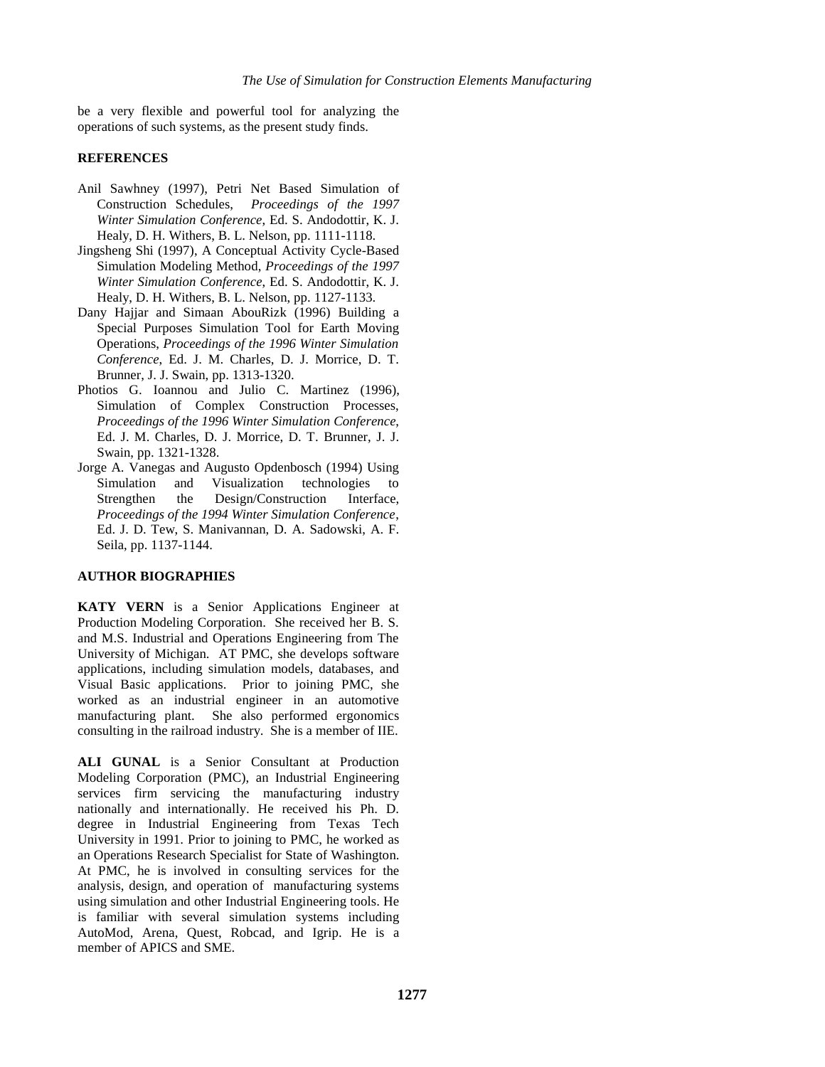be a very flexible and powerful tool for analyzing the operations of such systems, as the present study finds.

## REFERENCES

Anil Sawhney (1997), Petri Net Based Simulation of Construction Schedules, *Proceedings of the 1997 Winter Simulation Conference*, Ed. S. Andodottir, K. J. Healy, D. H. Withers, B. L. Nelson, pp. 1111-1118.

Jingsheng Shi (1997), A Conceptual Activity Cycle-Based Simulation Modeling Method, *Proceedings of the 1997 Winter Simulation Conference*, Ed. S. Andodottir, K. J. Healy, D. H. Withers, B. L. Nelson, pp. 1127-1133.

Dany Hajjar and Simaan AbouRizk (1996) Building a Special Purposes Simulation Tool for Earth Moving Operations, *Proceedings of the 1996 Winter Simulation Conference*, Ed. J. M. Charles, D. J. Morrice, D. T. Brunner, J. J. Swain, pp. 1313-1320.

Photios G. Ioannou and Julio C. Martinez (1996), Simulation of Complex Construction Processes, *Proceedings of the 1996 Winter Simulation Conference*, Ed. J. M. Charles, D. J. Morrice, D. T. Brunner, J. J. Swain, pp. 1321-1328.

Jorge A. Vanegas and Augusto Opdenbosch (1994) Using Simulation and Visualization technologies to Strengthen the Design/Construction Interface, *Proceedings of the 1994 Winter Simulation Conference*, Ed. J. D. Tew, S. Manivannan, D. A. Sadowski, A. F. Seila, pp. 1137-1144.

## AUTHOR BIOGRAPHIES

**KATY VERN** is a Senior Applications Engineer at Production Modeling Corporation. She received her B. S. and M.S. Industrial and Operations Engineering from The University of Michigan. AT PMC, she develops software applications, including simulation models, databases, and Visual Basic applications. Prior to joining PMC, she worked as an industrial engineer in an automotive manufacturing plant. She also performed ergonomics consulting in the railroad industry. She is a member of IIE.

**ALI GUNAL** is a Senior Consultant at Production Modeling Corporation (PMC), an Industrial Engineering services firm servicing the manufacturing industry nationally and internationally. He received his Ph. D. degree in Industrial Engineering from Texas Tech University in 1991. Prior to joining to PMC, he worked as an Operations Research Specialist for State of Washington. At PMC, he is involved in consulting services for the analysis, design, and operation of manufacturing systems using simulation and other Industrial Engineering tools. He is familiar with several simulation systems including AutoMod, Arena, Quest, Robcad, and Igrip. He is a member of APICS and SME.